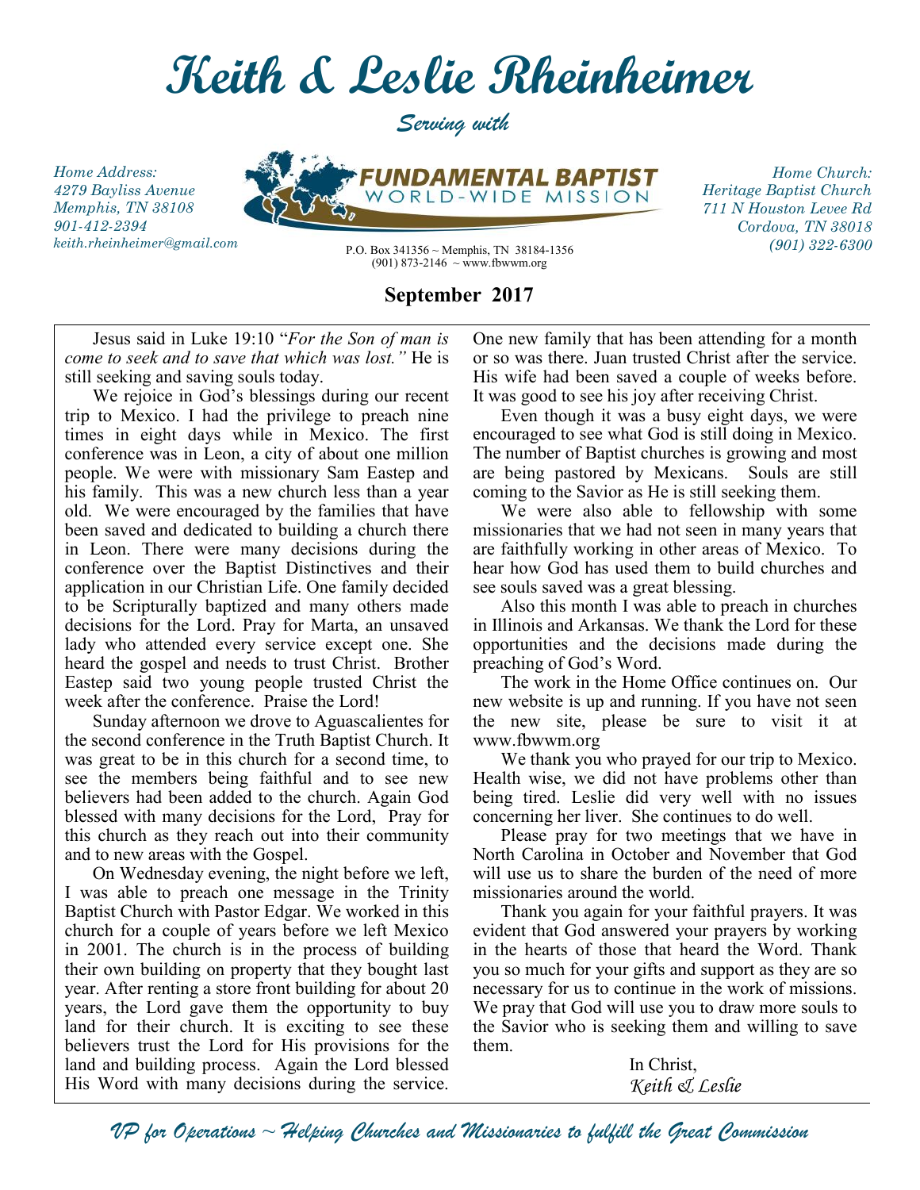# Keith & Leslie Rheinheimer

*Serving with*

*Home Address:*
*4279 Bayliss Avenue*
*Memphis, TN 38108*
*901-412-2394*
*keith.rheinheimer@gmail.com*

**FUNDAMENTAL BAPTIST WORLD-WIDE MISSION**
P.O. Box 341356 ~ Memphis, TN 38184-1356
(901) 873-2146 ~ www.fbwwm.org

*Home Church:*
*Heritage Baptist Church*
*711 N Houston Levee Rd*
*Cordova, TN 38018*
*(901) 322-6300*

## September 2017

Jesus said in Luke 19:10 "*For the Son of man is come to seek and to save that which was lost.*" He is still seeking and saving souls today.

We rejoice in God's blessings during our recent trip to Mexico. I had the privilege to preach nine times in eight days while in Mexico. The first conference was in Leon, a city of about one million people. We were with missionary Sam Eastep and his family. This was a new church less than a year old. We were encouraged by the families that have been saved and dedicated to building a church there in Leon. There were many decisions during the conference over the Baptist Distinctives and their application in our Christian Life. One family decided to be Scripturally baptized and many others made decisions for the Lord. Pray for Marta, an unsaved lady who attended every service except one. She heard the gospel and needs to trust Christ. Brother Eastep said two young people trusted Christ the week after the conference. Praise the Lord!

Sunday afternoon we drove to Aguascalientes for the second conference in the Truth Baptist Church. It was great to be in this church for a second time, to see the members being faithful and to see new believers had been added to the church. Again God blessed with many decisions for the Lord, Pray for this church as they reach out into their community and to new areas with the Gospel.

On Wednesday evening, the night before we left, I was able to preach one message in the Trinity Baptist Church with Pastor Edgar. We worked in this church for a couple of years before we left Mexico in 2001. The church is in the process of building their own building on property that they bought last year. After renting a store front building for about 20 years, the Lord gave them the opportunity to buy land for their church. It is exciting to see these believers trust the Lord for His provisions for the land and building process. Again the Lord blessed His Word with many decisions during the service. One new family that has been attending for a month or so was there. Juan trusted Christ after the service. His wife had been saved a couple of weeks before. It was good to see his joy after receiving Christ.

Even though it was a busy eight days, we were encouraged to see what God is still doing in Mexico. The number of Baptist churches is growing and most are being pastored by Mexicans. Souls are still coming to the Savior as He is still seeking them.

We were also able to fellowship with some missionaries that we had not seen in many years that are faithfully working in other areas of Mexico. To hear how God has used them to build churches and see souls saved was a great blessing.

Also this month I was able to preach in churches in Illinois and Arkansas. We thank the Lord for these opportunities and the decisions made during the preaching of God's Word.

The work in the Home Office continues on. Our new website is up and running. If you have not seen the new site, please be sure to visit it at www.fbwwm.org

We thank you who prayed for our trip to Mexico. Health wise, we did not have problems other than being tired. Leslie did very well with no issues concerning her liver. She continues to do well.

Please pray for two meetings that we have in North Carolina in October and November that God will use us to share the burden of the need of more missionaries around the world.

Thank you again for your faithful prayers. It was evident that God answered your prayers by working in the hearts of those that heard the Word. Thank you so much for your gifts and support as they are so necessary for us to continue in the work of missions. We pray that God will use you to draw more souls to the Savior who is seeking them and willing to save them.

In Christ,
*Keith & Leslie*

*VP for Operations ~ Helping Churches and Missionaries to fulfill the Great Commission*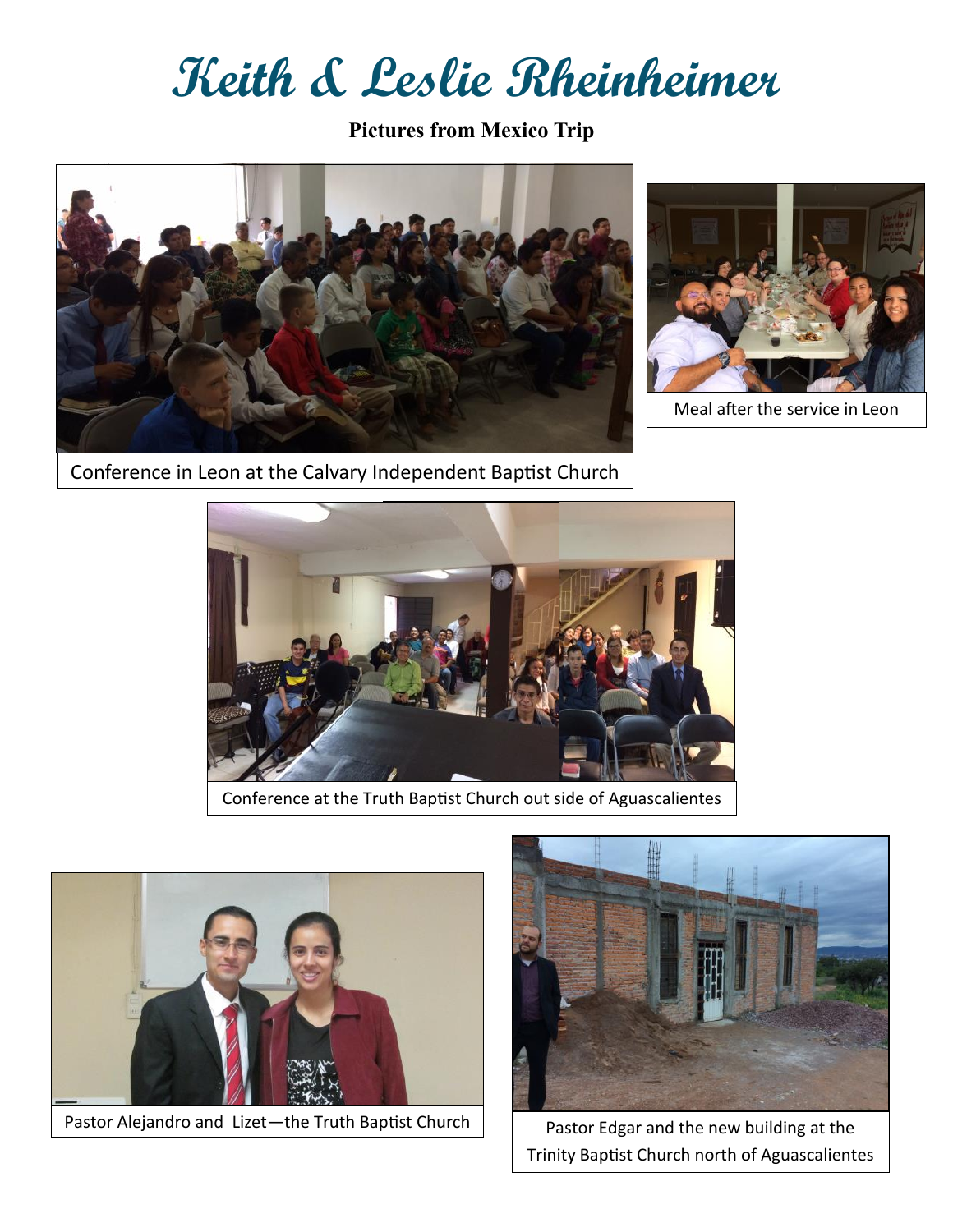# Keith & Leslie Rheinheimer

**Pictures from Mexico Trip**

Conference in Leon at the Calvary Independent Baptist Church

Meal after the service in Leon

Conference at the Truth Baptist Church out side of Aguascalientes

Pastor Alejandro and Lizet—the Truth Baptist Church

Pastor Edgar and the new building at the Trinity Baptist Church north of Aguascalientes